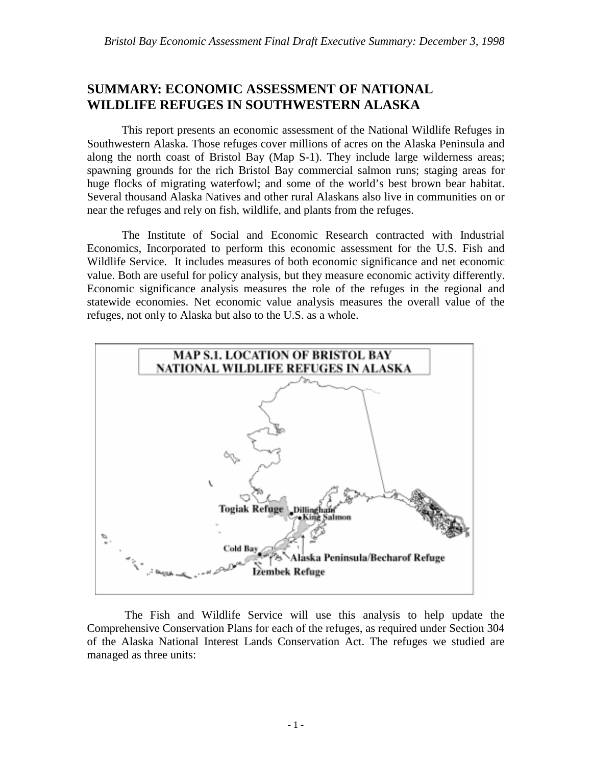# SUMMARY: ECONOMIC ASSESSMENT OF NATIONAL WILDLIFE REFUGES IN SOUTHWESTERN ALASKA

This report presents an economic assessment of the National Wildlife Refuges in Southwestern Alaska. Those refuges cover millions of acres on the Alaska Peninsula and along the north coast of Bristol Bay (Map S-1). They include large wilderness areas; spawning grounds for the rich Bristol Bay commercial salmon runs; staging areas for huge flocks of migrating waterfowl; and some of the world's best brown bear habitat. Several thousand Alaska Natives and other rural Alaskans also live in communities on or near the refuges and rely on fish, wildlife, and plants from the refuges.

The Institute of Social and Economic Research contracted with Industrial Economics, Incorporated to perform this economic assessment for the U.S. Fish and Wildlife Service. It includes measures of both economic significance and net economic value. Both are useful for policy analysis, but they measure economic activity differently. Economic significance analysis measures the role of the refuges in the regional and statewide economies. Net economic value analysis measures the overall value of the refuges, not only to Alaska but also to the U.S. as a whole.

MAP S.1. LOCATION OF BRISTOL BAY NATIONAL WILDLIFE REFUGES IN ALASKA

Togiak Refuge, Dillingham, King Salmon, Cold Bay, Alaska Peninsula/Becharof Refuge, Izembek Refuge

The Fish and Wildlife Service will use this analysis to help update the Comprehensive Conservation Plans for each of the refuges, as required under Section 304 of the Alaska National Interest Lands Conservation Act. The refuges we studied are managed as three units: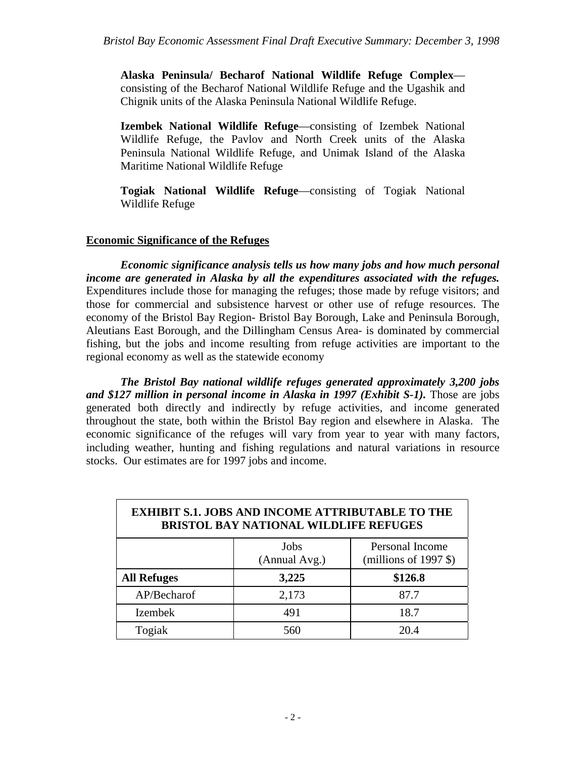**Alaska Peninsula/ Becharof National Wildlife Refuge Complex**—consisting of the Becharof National Wildlife Refuge and the Ugashik and Chignik units of the Alaska Peninsula National Wildlife Refuge.

**Izembek National Wildlife Refuge**—consisting of Izembek National Wildlife Refuge, the Pavlov and North Creek units of the Alaska Peninsula National Wildlife Refuge, and Unimak Island of the Alaska Maritime National Wildlife Refuge

**Togiak National Wildlife Refuge**—consisting of Togiak National Wildlife Refuge

## Economic Significance of the Refuges

***Economic significance analysis tells us how many jobs and how much personal income are generated in Alaska by all the expenditures associated with the refuges.*** Expenditures include those for managing the refuges; those made by refuge visitors; and those for commercial and subsistence harvest or other use of refuge resources. The economy of the Bristol Bay Region- Bristol Bay Borough, Lake and Peninsula Borough, Aleutians East Borough, and the Dillingham Census Area- is dominated by commercial fishing, but the jobs and income resulting from refuge activities are important to the regional economy as well as the statewide economy

***The Bristol Bay national wildlife refuges generated approximately 3,200 jobs and $127 million in personal income in Alaska in 1997 (Exhibit S-1).*** Those are jobs generated both directly and indirectly by refuge activities, and income generated throughout the state, both within the Bristol Bay region and elsewhere in Alaska. The economic significance of the refuges will vary from year to year with many factors, including weather, hunting and fishing regulations and natural variations in resource stocks. Our estimates are for 1997 jobs and income.

**EXHIBIT S.1. JOBS AND INCOME ATTRIBUTABLE TO THE BRISTOL BAY NATIONAL WILDLIFE REFUGES**

| | Jobs (Annual Avg.) | Personal Income (millions of 1997 $) |
|---|---|---|
| **All Refuges** | **3,225** | **$126.8** |
| AP/Becharof | 2,173 | 87.7 |
| Izembek | 491 | 18.7 |
| Togiak | 560 | 20.4 |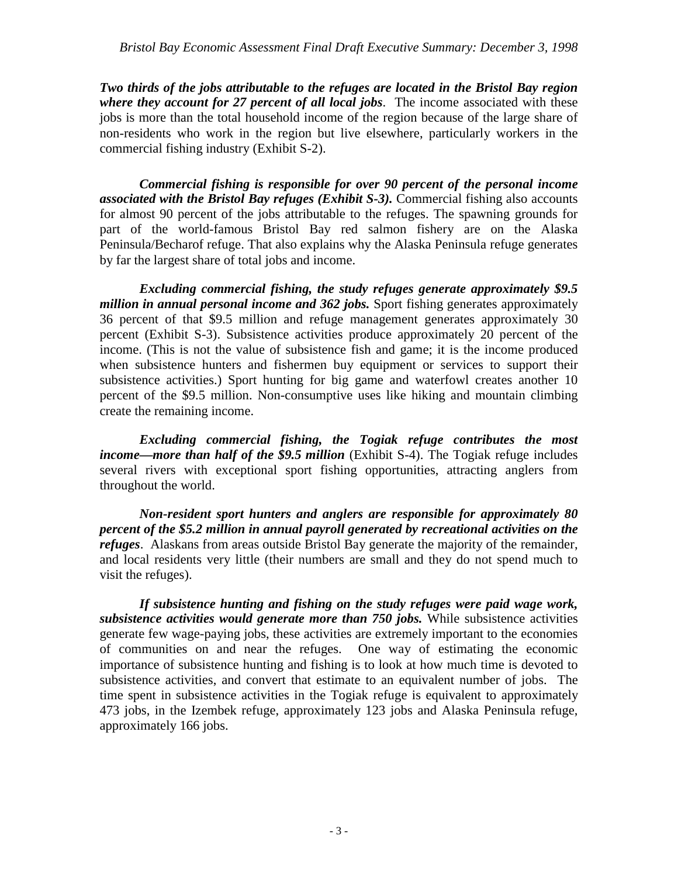***Two thirds of the jobs attributable to the refuges are located in the Bristol Bay region where they account for 27 percent of all local jobs***. The income associated with these jobs is more than the total household income of the region because of the large share of non-residents who work in the region but live elsewhere, particularly workers in the commercial fishing industry (Exhibit S-2).

***Commercial fishing is responsible for over 90 percent of the personal income associated with the Bristol Bay refuges (Exhibit S-3).*** Commercial fishing also accounts for almost 90 percent of the jobs attributable to the refuges. The spawning grounds for part of the world-famous Bristol Bay red salmon fishery are on the Alaska Peninsula/Becharof refuge. That also explains why the Alaska Peninsula refuge generates by far the largest share of total jobs and income.

***Excluding commercial fishing, the study refuges generate approximately $9.5 million in annual personal income and 362 jobs.*** Sport fishing generates approximately 36 percent of that $9.5 million and refuge management generates approximately 30 percent (Exhibit S-3). Subsistence activities produce approximately 20 percent of the income. (This is not the value of subsistence fish and game; it is the income produced when subsistence hunters and fishermen buy equipment or services to support their subsistence activities.) Sport hunting for big game and waterfowl creates another 10 percent of the $9.5 million. Non-consumptive uses like hiking and mountain climbing create the remaining income.

***Excluding commercial fishing, the Togiak refuge contributes the most income—more than half of the $9.5 million*** (Exhibit S-4). The Togiak refuge includes several rivers with exceptional sport fishing opportunities, attracting anglers from throughout the world.

***Non-resident sport hunters and anglers are responsible for approximately 80 percent of the $5.2 million in annual payroll generated by recreational activities on the refuges***. Alaskans from areas outside Bristol Bay generate the majority of the remainder, and local residents very little (their numbers are small and they do not spend much to visit the refuges).

***If subsistence hunting and fishing on the study refuges were paid wage work, subsistence activities would generate more than 750 jobs.*** While subsistence activities generate few wage-paying jobs, these activities are extremely important to the economies of communities on and near the refuges. One way of estimating the economic importance of subsistence hunting and fishing is to look at how much time is devoted to subsistence activities, and convert that estimate to an equivalent number of jobs. The time spent in subsistence activities in the Togiak refuge is equivalent to approximately 473 jobs, in the Izembek refuge, approximately 123 jobs and Alaska Peninsula refuge, approximately 166 jobs.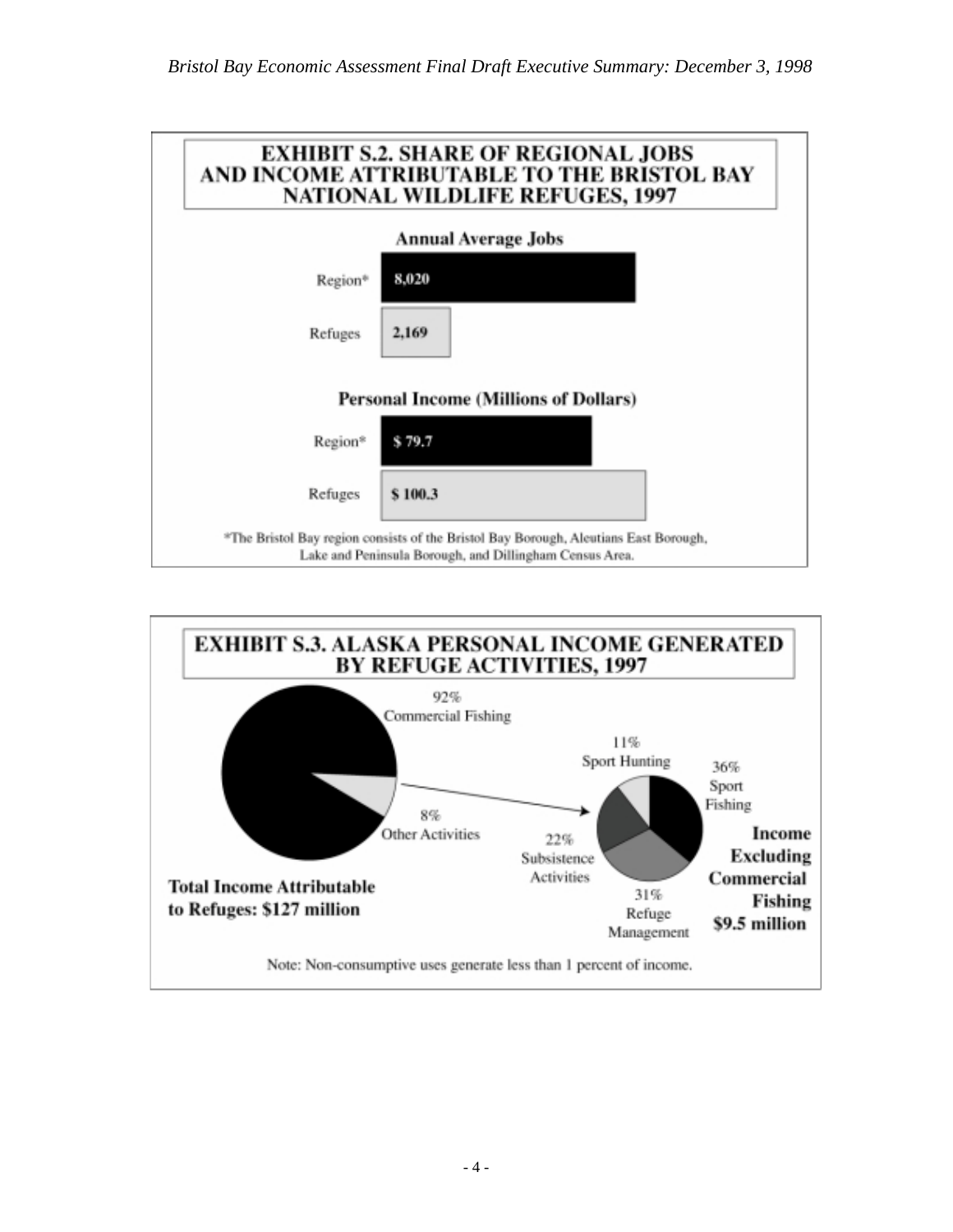**EXHIBIT S.2. SHARE OF REGIONAL JOBS AND INCOME ATTRIBUTABLE TO THE BRISTOL BAY NATIONAL WILDLIFE REFUGES, 1997**

**Annual Average Jobs**

| | |
|---|---|
| Region* | 8,020 |
| Refuges | 2,169 |

**Personal Income (Millions of Dollars)**

| | |
|---|---|
| Region* | $ 79.7 |
| Refuges | $ 100.3 |

*The Bristol Bay region consists of the Bristol Bay Borough, Aleutians East Borough, Lake and Peninsula Borough, and Dillingham Census Area.

**EXHIBIT S.3. ALASKA PERSONAL INCOME GENERATED BY REFUGE ACTIVITIES, 1997**

**Total Income Attributable to Refuges: $127 million**

- 92% Commercial Fishing
- 8% Other Activities

**Income Excluding Commercial Fishing $9.5 million**

- 36% Sport Fishing
- 31% Refuge Management
- 22% Subsistence Activities
- 11% Sport Hunting

Note: Non-consumptive uses generate less than 1 percent of income.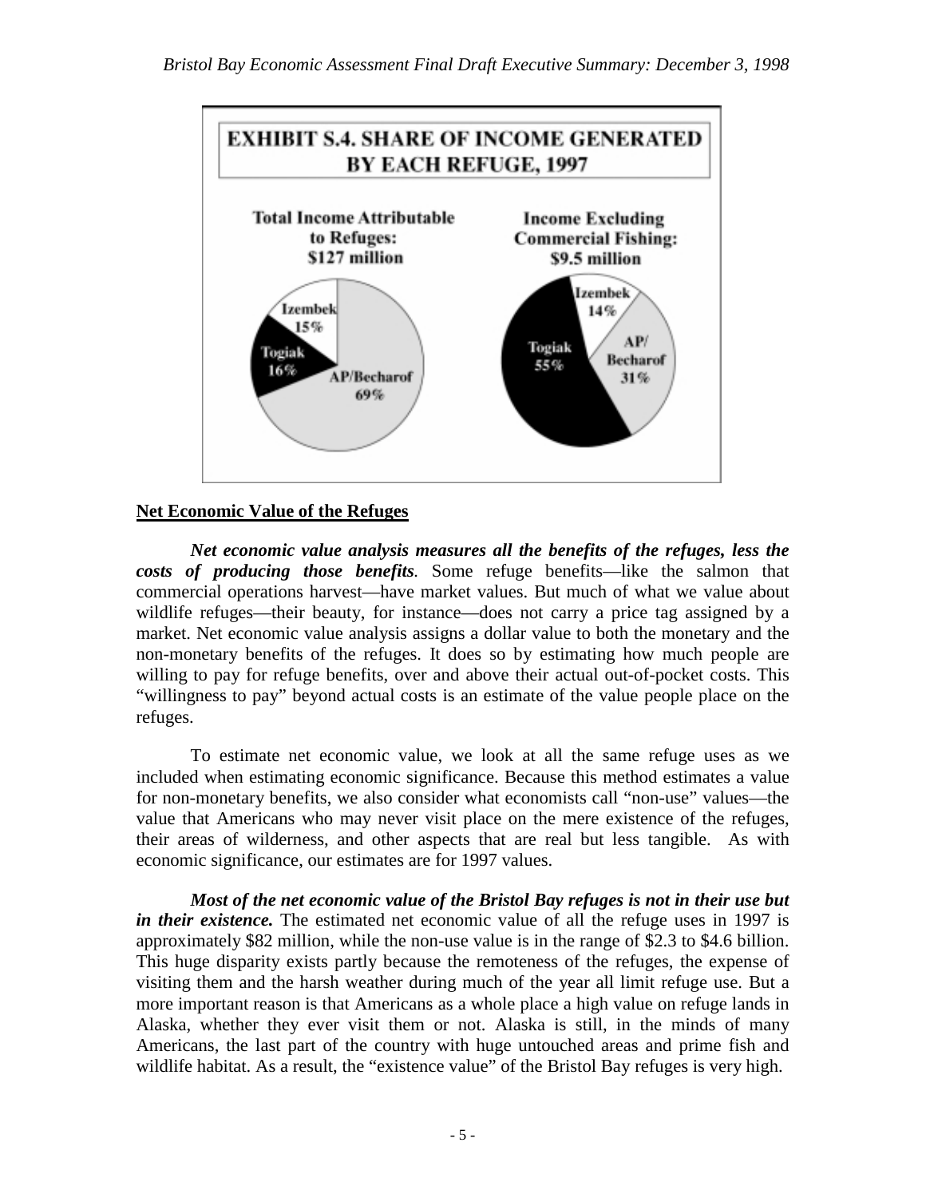**EXHIBIT S.4. SHARE OF INCOME GENERATED BY EACH REFUGE, 1997**

**Total Income Attributable to Refuges: $127 million**

| Refuge | Share |
| --- | --- |
| AP/Becharof | 69% |
| Togiak | 16% |
| Izembek | 15% |

**Income Excluding Commercial Fishing: $9.5 million**

| Refuge | Share |
| --- | --- |
| Togiak | 55% |
| AP/Becharof | 31% |
| Izembek | 14% |

## Net Economic Value of the Refuges

***Net economic value analysis measures all the benefits of the refuges, less the costs of producing those benefits.*** Some refuge benefits—like the salmon that commercial operations harvest—have market values. But much of what we value about wildlife refuges—their beauty, for instance—does not carry a price tag assigned by a market. Net economic value analysis assigns a dollar value to both the monetary and the non-monetary benefits of the refuges. It does so by estimating how much people are willing to pay for refuge benefits, over and above their actual out-of-pocket costs. This "willingness to pay" beyond actual costs is an estimate of the value people place on the refuges.

To estimate net economic value, we look at all the same refuge uses as we included when estimating economic significance. Because this method estimates a value for non-monetary benefits, we also consider what economists call "non-use" values—the value that Americans who may never visit place on the mere existence of the refuges, their areas of wilderness, and other aspects that are real but less tangible. As with economic significance, our estimates are for 1997 values.

***Most of the net economic value of the Bristol Bay refuges is not in their use but in their existence.*** The estimated net economic value of all the refuge uses in 1997 is approximately $82 million, while the non-use value is in the range of $2.3 to $4.6 billion. This huge disparity exists partly because the remoteness of the refuges, the expense of visiting them and the harsh weather during much of the year all limit refuge use. But a more important reason is that Americans as a whole place a high value on refuge lands in Alaska, whether they ever visit them or not. Alaska is still, in the minds of many Americans, the last part of the country with huge untouched areas and prime fish and wildlife habitat. As a result, the "existence value" of the Bristol Bay refuges is very high.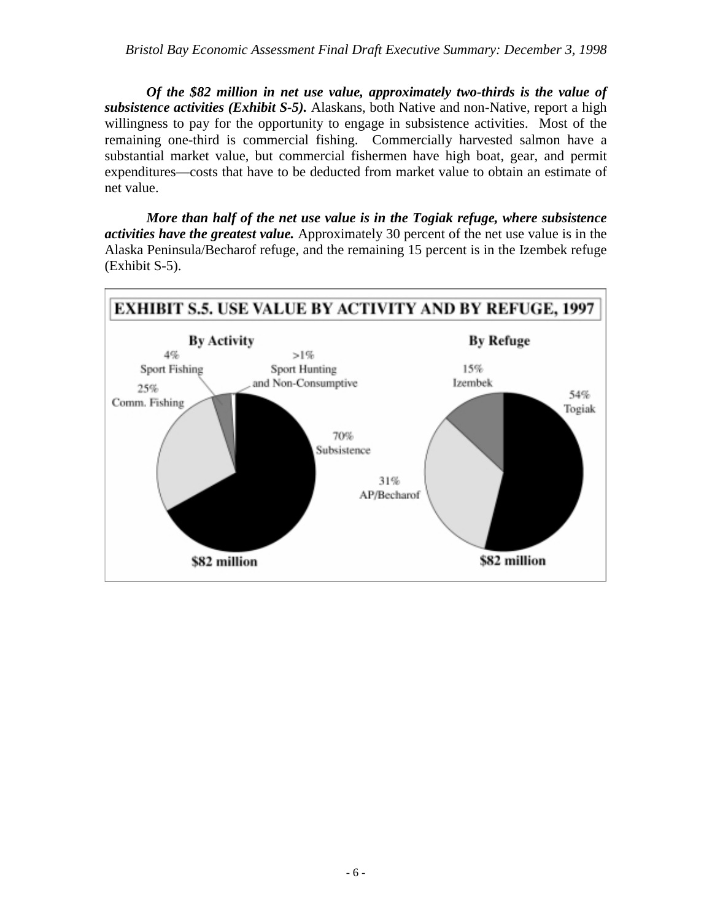*Of the \$82 million in net use value, approximately two-thirds is the value of subsistence activities (Exhibit S-5).* Alaskans, both Native and non-Native, report a high willingness to pay for the opportunity to engage in subsistence activities. Most of the remaining one-third is commercial fishing. Commercially harvested salmon have a substantial market value, but commercial fishermen have high boat, gear, and permit expenditures—costs that have to be deducted from market value to obtain an estimate of net value.

***More than half of the net use value is in the Togiak refuge, where subsistence activities have the greatest value.*** Approximately 30 percent of the net use value is in the Alaska Peninsula/Becharof refuge, and the remaining 15 percent is in the Izembek refuge (Exhibit S-5).

**EXHIBIT S.5. USE VALUE BY ACTIVITY AND BY REFUGE, 1997**

**By Activity** (\$82 million)

| Activity | Share |
|---|---|
| Subsistence | 70% |
| Comm. Fishing | 25% |
| Sport Fishing | 4% |
| Sport Hunting and Non-Consumptive | >1% |

**By Refuge** (\$82 million)

| Refuge | Share |
|---|---|
| Togiak | 54% |
| AP/Becharof | 31% |
| Izembek | 15% |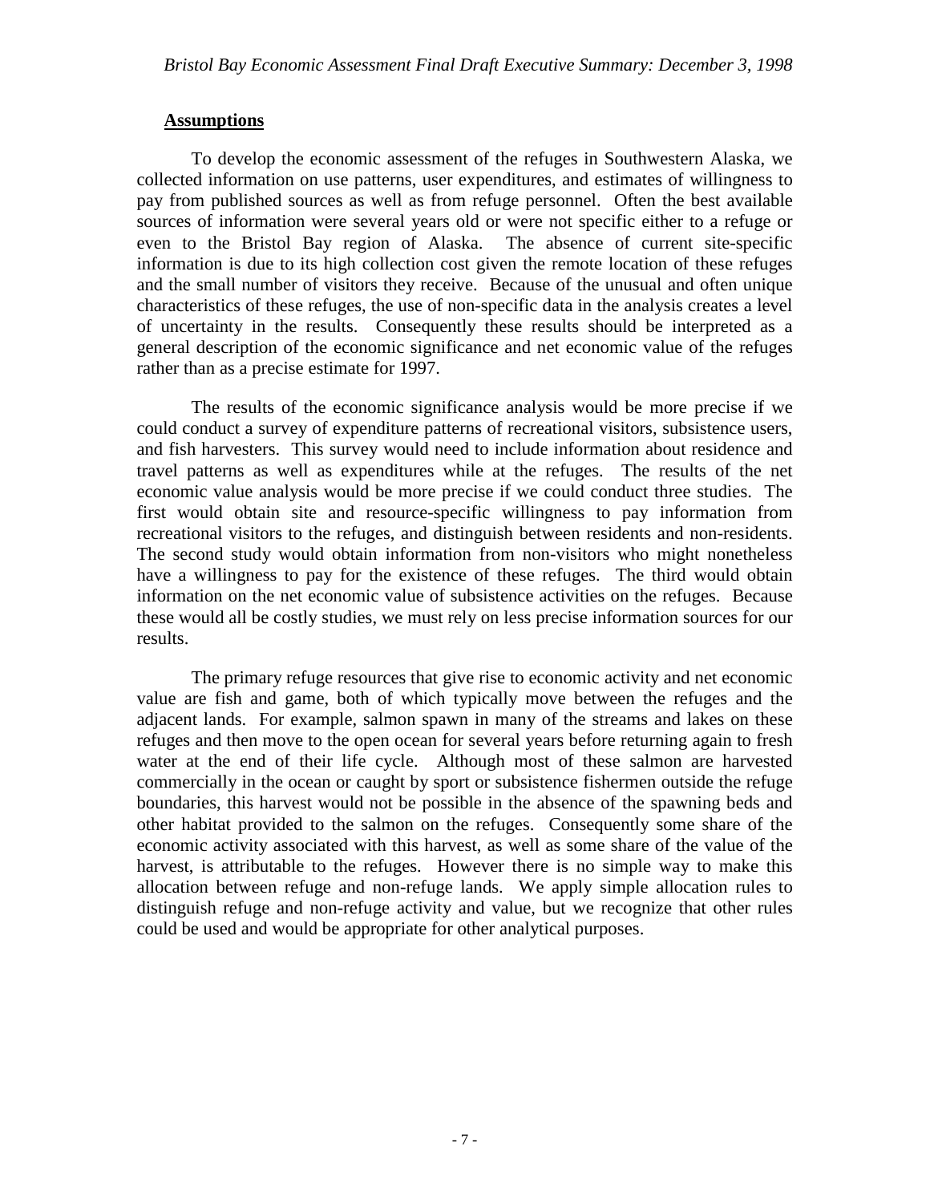## Assumptions

To develop the economic assessment of the refuges in Southwestern Alaska, we collected information on use patterns, user expenditures, and estimates of willingness to pay from published sources as well as from refuge personnel. Often the best available sources of information were several years old or were not specific either to a refuge or even to the Bristol Bay region of Alaska. The absence of current site-specific information is due to its high collection cost given the remote location of these refuges and the small number of visitors they receive. Because of the unusual and often unique characteristics of these refuges, the use of non-specific data in the analysis creates a level of uncertainty in the results. Consequently these results should be interpreted as a general description of the economic significance and net economic value of the refuges rather than as a precise estimate for 1997.

The results of the economic significance analysis would be more precise if we could conduct a survey of expenditure patterns of recreational visitors, subsistence users, and fish harvesters. This survey would need to include information about residence and travel patterns as well as expenditures while at the refuges. The results of the net economic value analysis would be more precise if we could conduct three studies. The first would obtain site and resource-specific willingness to pay information from recreational visitors to the refuges, and distinguish between residents and non-residents. The second study would obtain information from non-visitors who might nonetheless have a willingness to pay for the existence of these refuges. The third would obtain information on the net economic value of subsistence activities on the refuges. Because these would all be costly studies, we must rely on less precise information sources for our results.

The primary refuge resources that give rise to economic activity and net economic value are fish and game, both of which typically move between the refuges and the adjacent lands. For example, salmon spawn in many of the streams and lakes on these refuges and then move to the open ocean for several years before returning again to fresh water at the end of their life cycle. Although most of these salmon are harvested commercially in the ocean or caught by sport or subsistence fishermen outside the refuge boundaries, this harvest would not be possible in the absence of the spawning beds and other habitat provided to the salmon on the refuges. Consequently some share of the economic activity associated with this harvest, as well as some share of the value of the harvest, is attributable to the refuges. However there is no simple way to make this allocation between refuge and non-refuge lands. We apply simple allocation rules to distinguish refuge and non-refuge activity and value, but we recognize that other rules could be used and would be appropriate for other analytical purposes.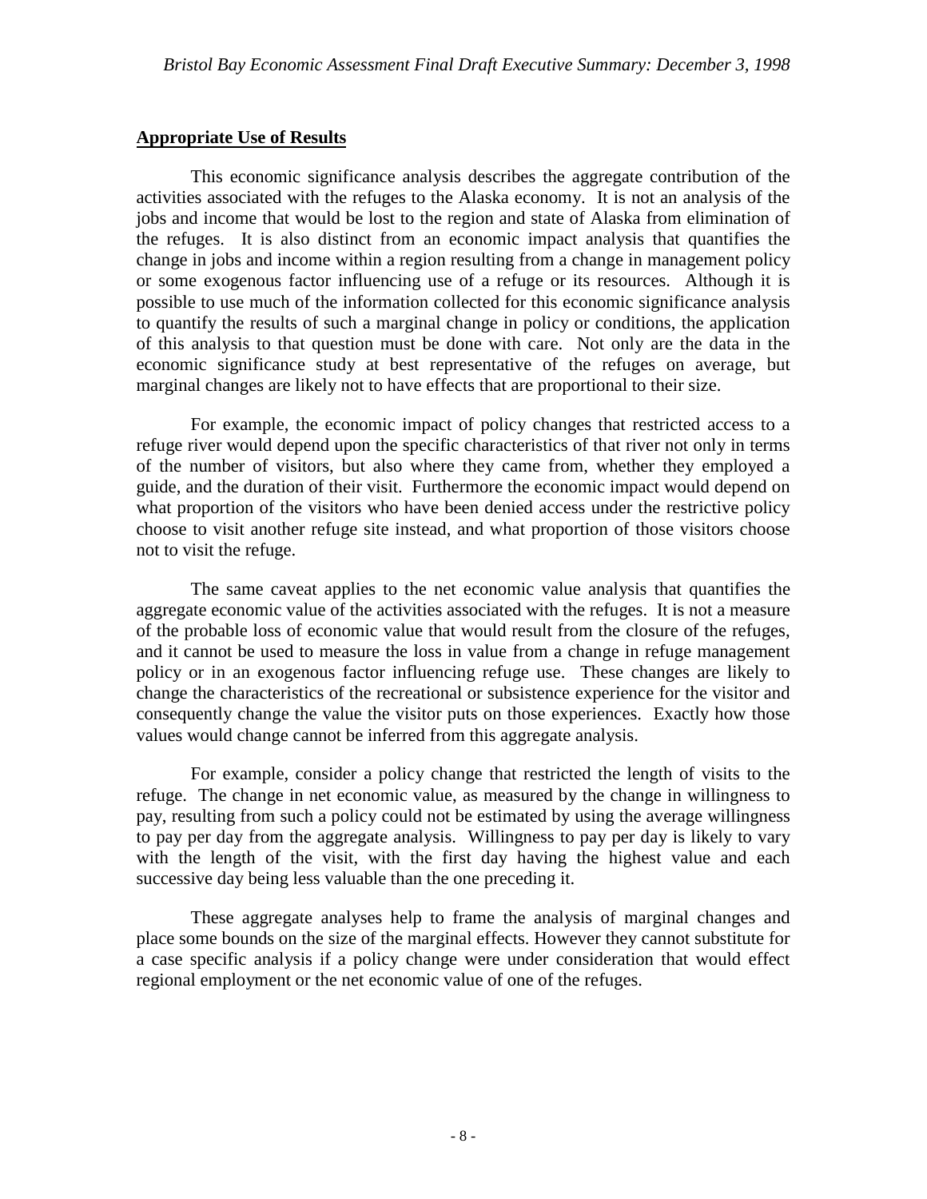## Appropriate Use of Results

This economic significance analysis describes the aggregate contribution of the activities associated with the refuges to the Alaska economy. It is not an analysis of the jobs and income that would be lost to the region and state of Alaska from elimination of the refuges. It is also distinct from an economic impact analysis that quantifies the change in jobs and income within a region resulting from a change in management policy or some exogenous factor influencing use of a refuge or its resources. Although it is possible to use much of the information collected for this economic significance analysis to quantify the results of such a marginal change in policy or conditions, the application of this analysis to that question must be done with care. Not only are the data in the economic significance study at best representative of the refuges on average, but marginal changes are likely not to have effects that are proportional to their size.

For example, the economic impact of policy changes that restricted access to a refuge river would depend upon the specific characteristics of that river not only in terms of the number of visitors, but also where they came from, whether they employed a guide, and the duration of their visit. Furthermore the economic impact would depend on what proportion of the visitors who have been denied access under the restrictive policy choose to visit another refuge site instead, and what proportion of those visitors choose not to visit the refuge.

The same caveat applies to the net economic value analysis that quantifies the aggregate economic value of the activities associated with the refuges. It is not a measure of the probable loss of economic value that would result from the closure of the refuges, and it cannot be used to measure the loss in value from a change in refuge management policy or in an exogenous factor influencing refuge use. These changes are likely to change the characteristics of the recreational or subsistence experience for the visitor and consequently change the value the visitor puts on those experiences. Exactly how those values would change cannot be inferred from this aggregate analysis.

For example, consider a policy change that restricted the length of visits to the refuge. The change in net economic value, as measured by the change in willingness to pay, resulting from such a policy could not be estimated by using the average willingness to pay per day from the aggregate analysis. Willingness to pay per day is likely to vary with the length of the visit, with the first day having the highest value and each successive day being less valuable than the one preceding it.

These aggregate analyses help to frame the analysis of marginal changes and place some bounds on the size of the marginal effects. However they cannot substitute for a case specific analysis if a policy change were under consideration that would effect regional employment or the net economic value of one of the refuges.